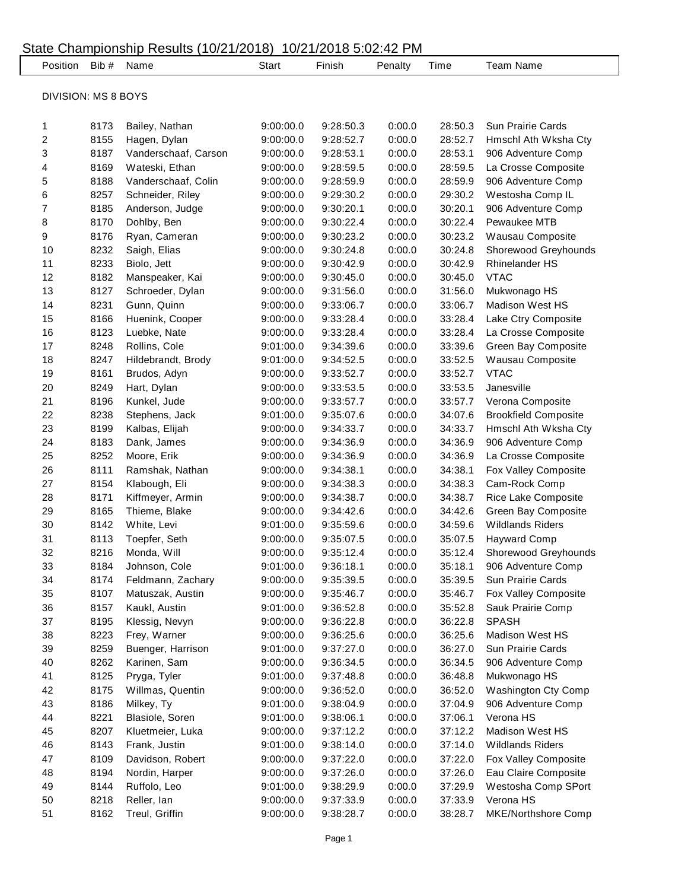# State Championship Results (10/21/2018) 10/21/2018 5:02:42 PM

## DIVISION: MS 8 BOYS

| Position | Bib # | Name | Start | Finish | Penalty | Time | Team Name |
|---|---|---|---|---|---|---|---|
| 1 | 8173 | Bailey, Nathan | 9:00:00.0 | 9:28:50.3 | 0:00.0 | 28:50.3 | Sun Prairie Cards |
| 2 | 8155 | Hagen, Dylan | 9:00:00.0 | 9:28:52.7 | 0:00.0 | 28:52.7 | Hmschl Ath Wksha Cty |
| 3 | 8187 | Vanderschaaf, Carson | 9:00:00.0 | 9:28:53.1 | 0:00.0 | 28:53.1 | 906 Adventure Comp |
| 4 | 8169 | Wateski, Ethan | 9:00:00.0 | 9:28:59.5 | 0:00.0 | 28:59.5 | La Crosse Composite |
| 5 | 8188 | Vanderschaaf, Colin | 9:00:00.0 | 9:28:59.9 | 0:00.0 | 28:59.9 | 906 Adventure Comp |
| 6 | 8257 | Schneider, Riley | 9:00:00.0 | 9:29:30.2 | 0:00.0 | 29:30.2 | Westosha Comp IL |
| 7 | 8185 | Anderson, Judge | 9:00:00.0 | 9:30:20.1 | 0:00.0 | 30:20.1 | 906 Adventure Comp |
| 8 | 8170 | Dohlby, Ben | 9:00:00.0 | 9:30:22.4 | 0:00.0 | 30:22.4 | Pewaukee MTB |
| 9 | 8176 | Ryan, Cameran | 9:00:00.0 | 9:30:23.2 | 0:00.0 | 30:23.2 | Wausau Composite |
| 10 | 8232 | Saigh, Elias | 9:00:00.0 | 9:30:24.8 | 0:00.0 | 30:24.8 | Shorewood Greyhounds |
| 11 | 8233 | Biolo, Jett | 9:00:00.0 | 9:30:42.9 | 0:00.0 | 30:42.9 | Rhinelander HS |
| 12 | 8182 | Manspeaker, Kai | 9:00:00.0 | 9:30:45.0 | 0:00.0 | 30:45.0 | VTAC |
| 13 | 8127 | Schroeder, Dylan | 9:00:00.0 | 9:31:56.0 | 0:00.0 | 31:56.0 | Mukwonago HS |
| 14 | 8231 | Gunn, Quinn | 9:00:00.0 | 9:33:06.7 | 0:00.0 | 33:06.7 | Madison West HS |
| 15 | 8166 | Huenink, Cooper | 9:00:00.0 | 9:33:28.4 | 0:00.0 | 33:28.4 | Lake Ctry Composite |
| 16 | 8123 | Luebke, Nate | 9:00:00.0 | 9:33:28.4 | 0:00.0 | 33:28.4 | La Crosse Composite |
| 17 | 8248 | Rollins, Cole | 9:01:00.0 | 9:34:39.6 | 0:00.0 | 33:39.6 | Green Bay Composite |
| 18 | 8247 | Hildebrandt, Brody | 9:01:00.0 | 9:34:52.5 | 0:00.0 | 33:52.5 | Wausau Composite |
| 19 | 8161 | Brudos, Adyn | 9:00:00.0 | 9:33:52.7 | 0:00.0 | 33:52.7 | VTAC |
| 20 | 8249 | Hart, Dylan | 9:00:00.0 | 9:33:53.5 | 0:00.0 | 33:53.5 | Janesville |
| 21 | 8196 | Kunkel, Jude | 9:00:00.0 | 9:33:57.7 | 0:00.0 | 33:57.7 | Verona Composite |
| 22 | 8238 | Stephens, Jack | 9:01:00.0 | 9:35:07.6 | 0:00.0 | 34:07.6 | Brookfield Composite |
| 23 | 8199 | Kalbas, Elijah | 9:00:00.0 | 9:34:33.7 | 0:00.0 | 34:33.7 | Hmschl Ath Wksha Cty |
| 24 | 8183 | Dank, James | 9:00:00.0 | 9:34:36.9 | 0:00.0 | 34:36.9 | 906 Adventure Comp |
| 25 | 8252 | Moore, Erik | 9:00:00.0 | 9:34:36.9 | 0:00.0 | 34:36.9 | La Crosse Composite |
| 26 | 8111 | Ramshak, Nathan | 9:00:00.0 | 9:34:38.1 | 0:00.0 | 34:38.1 | Fox Valley Composite |
| 27 | 8154 | Klabough, Eli | 9:00:00.0 | 9:34:38.3 | 0:00.0 | 34:38.3 | Cam-Rock Comp |
| 28 | 8171 | Kiffmeyer, Armin | 9:00:00.0 | 9:34:38.7 | 0:00.0 | 34:38.7 | Rice Lake Composite |
| 29 | 8165 | Thieme, Blake | 9:00:00.0 | 9:34:42.6 | 0:00.0 | 34:42.6 | Green Bay Composite |
| 30 | 8142 | White, Levi | 9:01:00.0 | 9:35:59.6 | 0:00.0 | 34:59.6 | Wildlands Riders |
| 31 | 8113 | Toepfer, Seth | 9:00:00.0 | 9:35:07.5 | 0:00.0 | 35:07.5 | Hayward Comp |
| 32 | 8216 | Monda, Will | 9:00:00.0 | 9:35:12.4 | 0:00.0 | 35:12.4 | Shorewood Greyhounds |
| 33 | 8184 | Johnson, Cole | 9:01:00.0 | 9:36:18.1 | 0:00.0 | 35:18.1 | 906 Adventure Comp |
| 34 | 8174 | Feldmann, Zachary | 9:00:00.0 | 9:35:39.5 | 0:00.0 | 35:39.5 | Sun Prairie Cards |
| 35 | 8107 | Matuszak, Austin | 9:00:00.0 | 9:35:46.7 | 0:00.0 | 35:46.7 | Fox Valley Composite |
| 36 | 8157 | Kaukl, Austin | 9:01:00.0 | 9:36:52.8 | 0:00.0 | 35:52.8 | Sauk Prairie Comp |
| 37 | 8195 | Klessig, Nevyn | 9:00:00.0 | 9:36:22.8 | 0:00.0 | 36:22.8 | SPASH |
| 38 | 8223 | Frey, Warner | 9:00:00.0 | 9:36:25.6 | 0:00.0 | 36:25.6 | Madison West HS |
| 39 | 8259 | Buenger, Harrison | 9:01:00.0 | 9:37:27.0 | 0:00.0 | 36:27.0 | Sun Prairie Cards |
| 40 | 8262 | Karinen, Sam | 9:00:00.0 | 9:36:34.5 | 0:00.0 | 36:34.5 | 906 Adventure Comp |
| 41 | 8125 | Pryga, Tyler | 9:01:00.0 | 9:37:48.8 | 0:00.0 | 36:48.8 | Mukwonago HS |
| 42 | 8175 | Willmas, Quentin | 9:00:00.0 | 9:36:52.0 | 0:00.0 | 36:52.0 | Washington Cty Comp |
| 43 | 8186 | Milkey, Ty | 9:01:00.0 | 9:38:04.9 | 0:00.0 | 37:04.9 | 906 Adventure Comp |
| 44 | 8221 | Blasiole, Soren | 9:01:00.0 | 9:38:06.1 | 0:00.0 | 37:06.1 | Verona HS |
| 45 | 8207 | Kluetmeier, Luka | 9:00:00.0 | 9:37:12.2 | 0:00.0 | 37:12.2 | Madison West HS |
| 46 | 8143 | Frank, Justin | 9:01:00.0 | 9:38:14.0 | 0:00.0 | 37:14.0 | Wildlands Riders |
| 47 | 8109 | Davidson, Robert | 9:00:00.0 | 9:37:22.0 | 0:00.0 | 37:22.0 | Fox Valley Composite |
| 48 | 8194 | Nordin, Harper | 9:00:00.0 | 9:37:26.0 | 0:00.0 | 37:26.0 | Eau Claire Composite |
| 49 | 8144 | Ruffolo, Leo | 9:01:00.0 | 9:38:29.9 | 0:00.0 | 37:29.9 | Westosha Comp SPort |
| 50 | 8218 | Reller, Ian | 9:00:00.0 | 9:37:33.9 | 0:00.0 | 37:33.9 | Verona HS |
| 51 | 8162 | Treul, Griffin | 9:00:00.0 | 9:38:28.7 | 0:00.0 | 38:28.7 | MKE/Northshore Comp |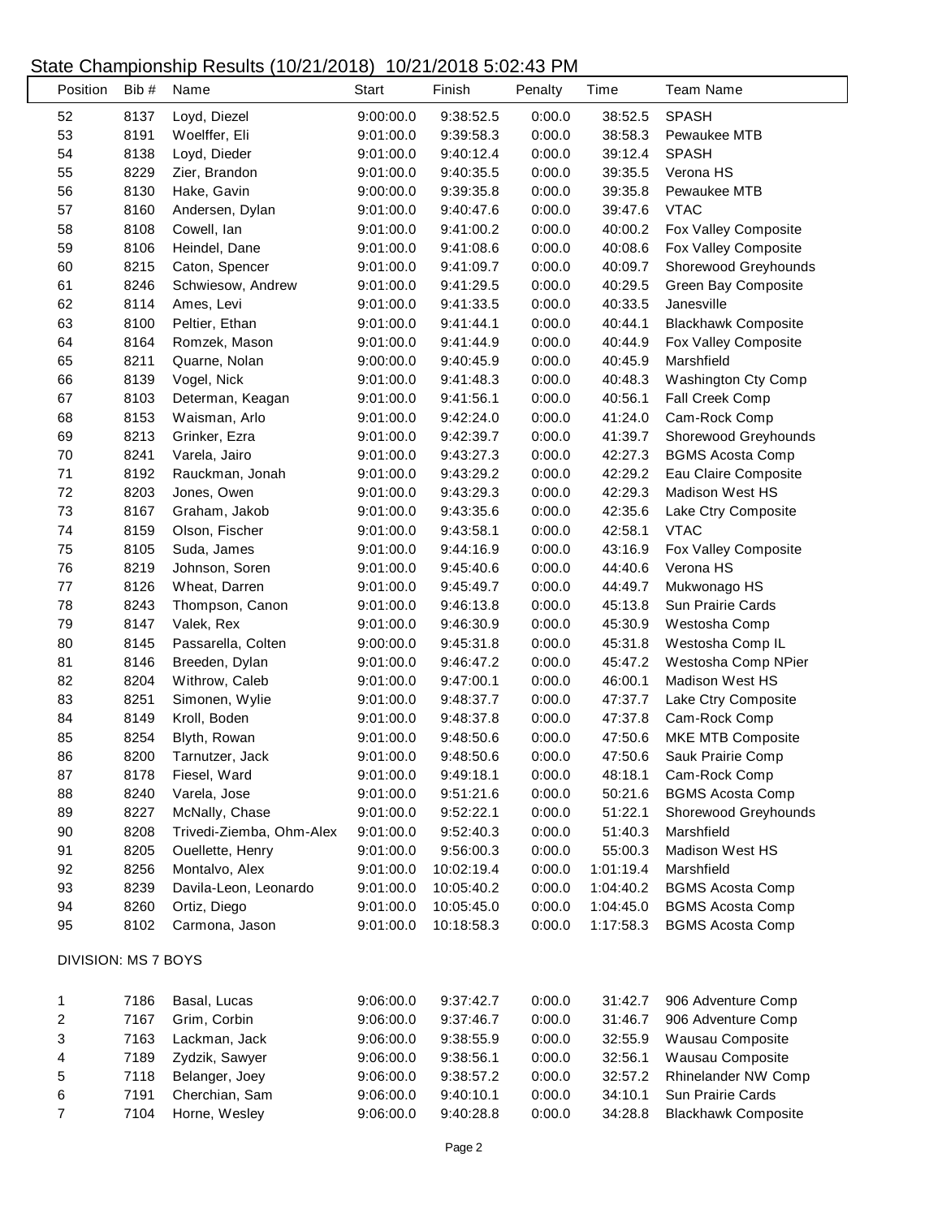# State Championship Results (10/21/2018) 10/21/2018 5:02:43 PM

| Position | Bib # | Name | Start | Finish | Penalty | Time | Team Name |
|---|---|---|---|---|---|---|---|
| 52 | 8137 | Loyd, Diezel | 9:00:00.0 | 9:38:52.5 | 0:00.0 | 38:52.5 | SPASH |
| 53 | 8191 | Woelffer, Eli | 9:01:00.0 | 9:39:58.3 | 0:00.0 | 38:58.3 | Pewaukee MTB |
| 54 | 8138 | Loyd, Dieder | 9:01:00.0 | 9:40:12.4 | 0:00.0 | 39:12.4 | SPASH |
| 55 | 8229 | Zier, Brandon | 9:01:00.0 | 9:40:35.5 | 0:00.0 | 39:35.5 | Verona HS |
| 56 | 8130 | Hake, Gavin | 9:00:00.0 | 9:39:35.8 | 0:00.0 | 39:35.8 | Pewaukee MTB |
| 57 | 8160 | Andersen, Dylan | 9:01:00.0 | 9:40:47.6 | 0:00.0 | 39:47.6 | VTAC |
| 58 | 8108 | Cowell, Ian | 9:01:00.0 | 9:41:00.2 | 0:00.0 | 40:00.2 | Fox Valley Composite |
| 59 | 8106 | Heindel, Dane | 9:01:00.0 | 9:41:08.6 | 0:00.0 | 40:08.6 | Fox Valley Composite |
| 60 | 8215 | Caton, Spencer | 9:01:00.0 | 9:41:09.7 | 0:00.0 | 40:09.7 | Shorewood Greyhounds |
| 61 | 8246 | Schwiesow, Andrew | 9:01:00.0 | 9:41:29.5 | 0:00.0 | 40:29.5 | Green Bay Composite |
| 62 | 8114 | Ames, Levi | 9:01:00.0 | 9:41:33.5 | 0:00.0 | 40:33.5 | Janesville |
| 63 | 8100 | Peltier, Ethan | 9:01:00.0 | 9:41:44.1 | 0:00.0 | 40:44.1 | Blackhawk Composite |
| 64 | 8164 | Romzek, Mason | 9:01:00.0 | 9:41:44.9 | 0:00.0 | 40:44.9 | Fox Valley Composite |
| 65 | 8211 | Quarne, Nolan | 9:00:00.0 | 9:40:45.9 | 0:00.0 | 40:45.9 | Marshfield |
| 66 | 8139 | Vogel, Nick | 9:01:00.0 | 9:41:48.3 | 0:00.0 | 40:48.3 | Washington Cty Comp |
| 67 | 8103 | Determan, Keagan | 9:01:00.0 | 9:41:56.1 | 0:00.0 | 40:56.1 | Fall Creek Comp |
| 68 | 8153 | Waisman, Arlo | 9:01:00.0 | 9:42:24.0 | 0:00.0 | 41:24.0 | Cam-Rock Comp |
| 69 | 8213 | Grinker, Ezra | 9:01:00.0 | 9:42:39.7 | 0:00.0 | 41:39.7 | Shorewood Greyhounds |
| 70 | 8241 | Varela, Jairo | 9:01:00.0 | 9:43:27.3 | 0:00.0 | 42:27.3 | BGMS Acosta Comp |
| 71 | 8192 | Rauckman, Jonah | 9:01:00.0 | 9:43:29.2 | 0:00.0 | 42:29.2 | Eau Claire Composite |
| 72 | 8203 | Jones, Owen | 9:01:00.0 | 9:43:29.3 | 0:00.0 | 42:29.3 | Madison West HS |
| 73 | 8167 | Graham, Jakob | 9:01:00.0 | 9:43:35.6 | 0:00.0 | 42:35.6 | Lake Ctry Composite |
| 74 | 8159 | Olson, Fischer | 9:01:00.0 | 9:43:58.1 | 0:00.0 | 42:58.1 | VTAC |
| 75 | 8105 | Suda, James | 9:01:00.0 | 9:44:16.9 | 0:00.0 | 43:16.9 | Fox Valley Composite |
| 76 | 8219 | Johnson, Soren | 9:01:00.0 | 9:45:40.6 | 0:00.0 | 44:40.6 | Verona HS |
| 77 | 8126 | Wheat, Darren | 9:01:00.0 | 9:45:49.7 | 0:00.0 | 44:49.7 | Mukwonago HS |
| 78 | 8243 | Thompson, Canon | 9:01:00.0 | 9:46:13.8 | 0:00.0 | 45:13.8 | Sun Prairie Cards |
| 79 | 8147 | Valek, Rex | 9:01:00.0 | 9:46:30.9 | 0:00.0 | 45:30.9 | Westosha Comp |
| 80 | 8145 | Passarella, Colten | 9:00:00.0 | 9:45:31.8 | 0:00.0 | 45:31.8 | Westosha Comp IL |
| 81 | 8146 | Breeden, Dylan | 9:01:00.0 | 9:46:47.2 | 0:00.0 | 45:47.2 | Westosha Comp NPier |
| 82 | 8204 | Withrow, Caleb | 9:01:00.0 | 9:47:00.1 | 0:00.0 | 46:00.1 | Madison West HS |
| 83 | 8251 | Simonen, Wylie | 9:01:00.0 | 9:48:37.7 | 0:00.0 | 47:37.7 | Lake Ctry Composite |
| 84 | 8149 | Kroll, Boden | 9:01:00.0 | 9:48:37.8 | 0:00.0 | 47:37.8 | Cam-Rock Comp |
| 85 | 8254 | Blyth, Rowan | 9:01:00.0 | 9:48:50.6 | 0:00.0 | 47:50.6 | MKE MTB Composite |
| 86 | 8200 | Tarnutzer, Jack | 9:01:00.0 | 9:48:50.6 | 0:00.0 | 47:50.6 | Sauk Prairie Comp |
| 87 | 8178 | Fiesel, Ward | 9:01:00.0 | 9:49:18.1 | 0:00.0 | 48:18.1 | Cam-Rock Comp |
| 88 | 8240 | Varela, Jose | 9:01:00.0 | 9:51:21.6 | 0:00.0 | 50:21.6 | BGMS Acosta Comp |
| 89 | 8227 | McNally, Chase | 9:01:00.0 | 9:52:22.1 | 0:00.0 | 51:22.1 | Shorewood Greyhounds |
| 90 | 8208 | Trivedi-Ziemba, Ohm-Alex | 9:01:00.0 | 9:52:40.3 | 0:00.0 | 51:40.3 | Marshfield |
| 91 | 8205 | Ouellette, Henry | 9:01:00.0 | 9:56:00.3 | 0:00.0 | 55:00.3 | Madison West HS |
| 92 | 8256 | Montalvo, Alex | 9:01:00.0 | 10:02:19.4 | 0:00.0 | 1:01:19.4 | Marshfield |
| 93 | 8239 | Davila-Leon, Leonardo | 9:01:00.0 | 10:05:40.2 | 0:00.0 | 1:04:40.2 | BGMS Acosta Comp |
| 94 | 8260 | Ortiz, Diego | 9:01:00.0 | 10:05:45.0 | 0:00.0 | 1:04:45.0 | BGMS Acosta Comp |
| 95 | 8102 | Carmona, Jason | 9:01:00.0 | 10:18:58.3 | 0:00.0 | 1:17:58.3 | BGMS Acosta Comp |

DIVISION: MS 7 BOYS

| Position | Bib # | Name | Start | Finish | Penalty | Time | Team Name |
|---|---|---|---|---|---|---|---|
| 1 | 7186 | Basal, Lucas | 9:06:00.0 | 9:37:42.7 | 0:00.0 | 31:42.7 | 906 Adventure Comp |
| 2 | 7167 | Grim, Corbin | 9:06:00.0 | 9:37:46.7 | 0:00.0 | 31:46.7 | 906 Adventure Comp |
| 3 | 7163 | Lackman, Jack | 9:06:00.0 | 9:38:55.9 | 0:00.0 | 32:55.9 | Wausau Composite |
| 4 | 7189 | Zydzik, Sawyer | 9:06:00.0 | 9:38:56.1 | 0:00.0 | 32:56.1 | Wausau Composite |
| 5 | 7118 | Belanger, Joey | 9:06:00.0 | 9:38:57.2 | 0:00.0 | 32:57.2 | Rhinelander NW Comp |
| 6 | 7191 | Cherchian, Sam | 9:06:00.0 | 9:40:10.1 | 0:00.0 | 34:10.1 | Sun Prairie Cards |
| 7 | 7104 | Horne, Wesley | 9:06:00.0 | 9:40:28.8 | 0:00.0 | 34:28.8 | Blackhawk Composite |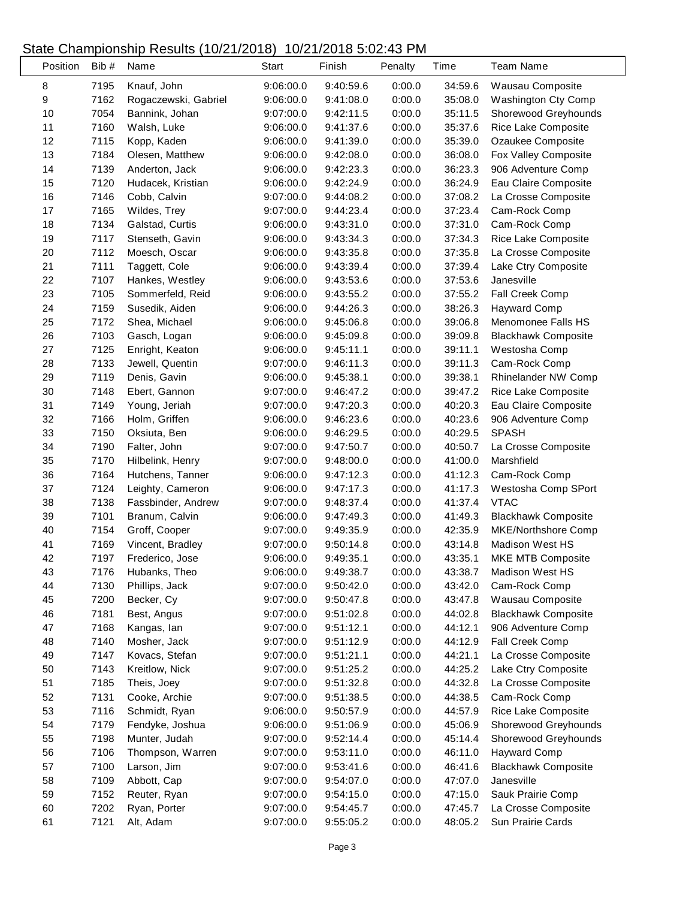# State Championship Results (10/21/2018) 10/21/2018 5:02:43 PM

| Position | Bib # | Name | Start | Finish | Penalty | Time | Team Name |
|---|---|---|---|---|---|---|---|
| 8 | 7195 | Knauf, John | 9:06:00.0 | 9:40:59.6 | 0:00.0 | 34:59.6 | Wausau Composite |
| 9 | 7162 | Rogaczewski, Gabriel | 9:06:00.0 | 9:41:08.0 | 0:00.0 | 35:08.0 | Washington Cty Comp |
| 10 | 7054 | Bannink, Johan | 9:07:00.0 | 9:42:11.5 | 0:00.0 | 35:11.5 | Shorewood Greyhounds |
| 11 | 7160 | Walsh, Luke | 9:06:00.0 | 9:41:37.6 | 0:00.0 | 35:37.6 | Rice Lake Composite |
| 12 | 7115 | Kopp, Kaden | 9:06:00.0 | 9:41:39.0 | 0:00.0 | 35:39.0 | Ozaukee Composite |
| 13 | 7184 | Olesen, Matthew | 9:06:00.0 | 9:42:08.0 | 0:00.0 | 36:08.0 | Fox Valley Composite |
| 14 | 7139 | Anderton, Jack | 9:06:00.0 | 9:42:23.3 | 0:00.0 | 36:23.3 | 906 Adventure Comp |
| 15 | 7120 | Hudacek, Kristian | 9:06:00.0 | 9:42:24.9 | 0:00.0 | 36:24.9 | Eau Claire Composite |
| 16 | 7146 | Cobb, Calvin | 9:07:00.0 | 9:44:08.2 | 0:00.0 | 37:08.2 | La Crosse Composite |
| 17 | 7165 | Wildes, Trey | 9:07:00.0 | 9:44:23.4 | 0:00.0 | 37:23.4 | Cam-Rock Comp |
| 18 | 7134 | Galstad, Curtis | 9:06:00.0 | 9:43:31.0 | 0:00.0 | 37:31.0 | Cam-Rock Comp |
| 19 | 7117 | Stenseth, Gavin | 9:06:00.0 | 9:43:34.3 | 0:00.0 | 37:34.3 | Rice Lake Composite |
| 20 | 7112 | Moesch, Oscar | 9:06:00.0 | 9:43:35.8 | 0:00.0 | 37:35.8 | La Crosse Composite |
| 21 | 7111 | Taggett, Cole | 9:06:00.0 | 9:43:39.4 | 0:00.0 | 37:39.4 | Lake Ctry Composite |
| 22 | 7107 | Hankes, Westley | 9:06:00.0 | 9:43:53.6 | 0:00.0 | 37:53.6 | Janesville |
| 23 | 7105 | Sommerfeld, Reid | 9:06:00.0 | 9:43:55.2 | 0:00.0 | 37:55.2 | Fall Creek Comp |
| 24 | 7159 | Susedik, Aiden | 9:06:00.0 | 9:44:26.3 | 0:00.0 | 38:26.3 | Hayward Comp |
| 25 | 7172 | Shea, Michael | 9:06:00.0 | 9:45:06.8 | 0:00.0 | 39:06.8 | Menomonee Falls HS |
| 26 | 7103 | Gasch, Logan | 9:06:00.0 | 9:45:09.8 | 0:00.0 | 39:09.8 | Blackhawk Composite |
| 27 | 7125 | Enright, Keaton | 9:06:00.0 | 9:45:11.1 | 0:00.0 | 39:11.1 | Westosha Comp |
| 28 | 7133 | Jewell, Quentin | 9:07:00.0 | 9:46:11.3 | 0:00.0 | 39:11.3 | Cam-Rock Comp |
| 29 | 7119 | Denis, Gavin | 9:06:00.0 | 9:45:38.1 | 0:00.0 | 39:38.1 | Rhinelander NW Comp |
| 30 | 7148 | Ebert, Gannon | 9:07:00.0 | 9:46:47.2 | 0:00.0 | 39:47.2 | Rice Lake Composite |
| 31 | 7149 | Young, Jeriah | 9:07:00.0 | 9:47:20.3 | 0:00.0 | 40:20.3 | Eau Claire Composite |
| 32 | 7166 | Holm, Griffen | 9:06:00.0 | 9:46:23.6 | 0:00.0 | 40:23.6 | 906 Adventure Comp |
| 33 | 7150 | Oksiuta, Ben | 9:06:00.0 | 9:46:29.5 | 0:00.0 | 40:29.5 | SPASH |
| 34 | 7190 | Falter, John | 9:07:00.0 | 9:47:50.7 | 0:00.0 | 40:50.7 | La Crosse Composite |
| 35 | 7170 | Hilbelink, Henry | 9:07:00.0 | 9:48:00.0 | 0:00.0 | 41:00.0 | Marshfield |
| 36 | 7164 | Hutchens, Tanner | 9:06:00.0 | 9:47:12.3 | 0:00.0 | 41:12.3 | Cam-Rock Comp |
| 37 | 7124 | Leighty, Cameron | 9:06:00.0 | 9:47:17.3 | 0:00.0 | 41:17.3 | Westosha Comp SPort |
| 38 | 7138 | Fassbinder, Andrew | 9:07:00.0 | 9:48:37.4 | 0:00.0 | 41:37.4 | VTAC |
| 39 | 7101 | Branum, Calvin | 9:06:00.0 | 9:47:49.3 | 0:00.0 | 41:49.3 | Blackhawk Composite |
| 40 | 7154 | Groff, Cooper | 9:07:00.0 | 9:49:35.9 | 0:00.0 | 42:35.9 | MKE/Northshore Comp |
| 41 | 7169 | Vincent, Bradley | 9:07:00.0 | 9:50:14.8 | 0:00.0 | 43:14.8 | Madison West HS |
| 42 | 7197 | Frederico, Jose | 9:06:00.0 | 9:49:35.1 | 0:00.0 | 43:35.1 | MKE MTB Composite |
| 43 | 7176 | Hubanks, Theo | 9:06:00.0 | 9:49:38.7 | 0:00.0 | 43:38.7 | Madison West HS |
| 44 | 7130 | Phillips, Jack | 9:07:00.0 | 9:50:42.0 | 0:00.0 | 43:42.0 | Cam-Rock Comp |
| 45 | 7200 | Becker, Cy | 9:07:00.0 | 9:50:47.8 | 0:00.0 | 43:47.8 | Wausau Composite |
| 46 | 7181 | Best, Angus | 9:07:00.0 | 9:51:02.8 | 0:00.0 | 44:02.8 | Blackhawk Composite |
| 47 | 7168 | Kangas, Ian | 9:07:00.0 | 9:51:12.1 | 0:00.0 | 44:12.1 | 906 Adventure Comp |
| 48 | 7140 | Mosher, Jack | 9:07:00.0 | 9:51:12.9 | 0:00.0 | 44:12.9 | Fall Creek Comp |
| 49 | 7147 | Kovacs, Stefan | 9:07:00.0 | 9:51:21.1 | 0:00.0 | 44:21.1 | La Crosse Composite |
| 50 | 7143 | Kreitlow, Nick | 9:07:00.0 | 9:51:25.2 | 0:00.0 | 44:25.2 | Lake Ctry Composite |
| 51 | 7185 | Theis, Joey | 9:07:00.0 | 9:51:32.8 | 0:00.0 | 44:32.8 | La Crosse Composite |
| 52 | 7131 | Cooke, Archie | 9:07:00.0 | 9:51:38.5 | 0:00.0 | 44:38.5 | Cam-Rock Comp |
| 53 | 7116 | Schmidt, Ryan | 9:06:00.0 | 9:50:57.9 | 0:00.0 | 44:57.9 | Rice Lake Composite |
| 54 | 7179 | Fendyke, Joshua | 9:06:00.0 | 9:51:06.9 | 0:00.0 | 45:06.9 | Shorewood Greyhounds |
| 55 | 7198 | Munter, Judah | 9:07:00.0 | 9:52:14.4 | 0:00.0 | 45:14.4 | Shorewood Greyhounds |
| 56 | 7106 | Thompson, Warren | 9:07:00.0 | 9:53:11.0 | 0:00.0 | 46:11.0 | Hayward Comp |
| 57 | 7100 | Larson, Jim | 9:07:00.0 | 9:53:41.6 | 0:00.0 | 46:41.6 | Blackhawk Composite |
| 58 | 7109 | Abbott, Cap | 9:07:00.0 | 9:54:07.0 | 0:00.0 | 47:07.0 | Janesville |
| 59 | 7152 | Reuter, Ryan | 9:07:00.0 | 9:54:15.0 | 0:00.0 | 47:15.0 | Sauk Prairie Comp |
| 60 | 7202 | Ryan, Porter | 9:07:00.0 | 9:54:45.7 | 0:00.0 | 47:45.7 | La Crosse Composite |
| 61 | 7121 | Alt, Adam | 9:07:00.0 | 9:55:05.2 | 0:00.0 | 48:05.2 | Sun Prairie Cards |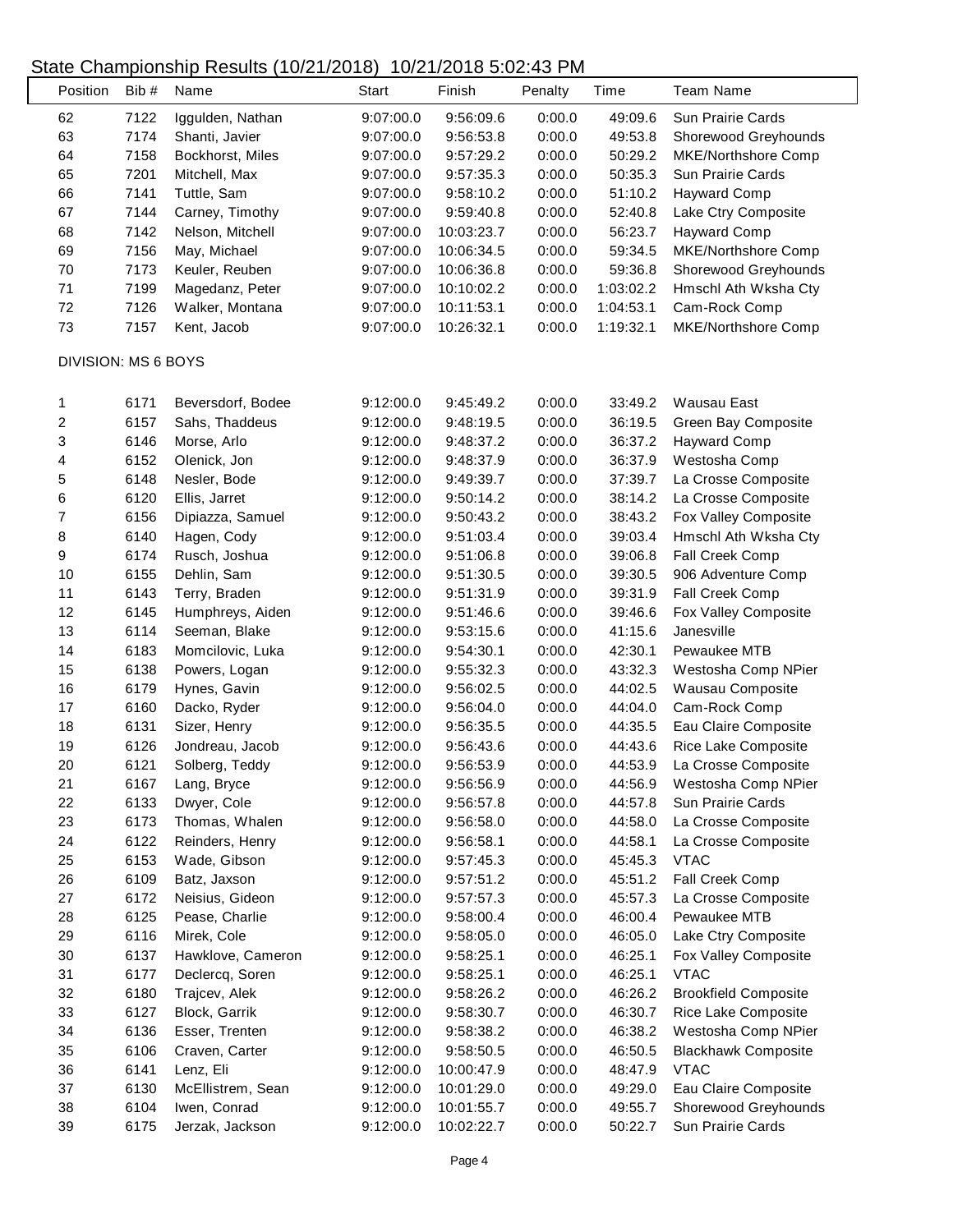# State Championship Results (10/21/2018) 10/21/2018 5:02:43 PM

| Position | Bib # | Name | Start | Finish | Penalty | Time | Team Name |
|---|---|---|---|---|---|---|---|
| 62 | 7122 | Iggulden, Nathan | 9:07:00.0 | 9:56:09.6 | 0:00.0 | 49:09.6 | Sun Prairie Cards |
| 63 | 7174 | Shanti, Javier | 9:07:00.0 | 9:56:53.8 | 0:00.0 | 49:53.8 | Shorewood Greyhounds |
| 64 | 7158 | Bockhorst, Miles | 9:07:00.0 | 9:57:29.2 | 0:00.0 | 50:29.2 | MKE/Northshore Comp |
| 65 | 7201 | Mitchell, Max | 9:07:00.0 | 9:57:35.3 | 0:00.0 | 50:35.3 | Sun Prairie Cards |
| 66 | 7141 | Tuttle, Sam | 9:07:00.0 | 9:58:10.2 | 0:00.0 | 51:10.2 | Hayward Comp |
| 67 | 7144 | Carney, Timothy | 9:07:00.0 | 9:59:40.8 | 0:00.0 | 52:40.8 | Lake Ctry Composite |
| 68 | 7142 | Nelson, Mitchell | 9:07:00.0 | 10:03:23.7 | 0:00.0 | 56:23.7 | Hayward Comp |
| 69 | 7156 | May, Michael | 9:07:00.0 | 10:06:34.5 | 0:00.0 | 59:34.5 | MKE/Northshore Comp |
| 70 | 7173 | Keuler, Reuben | 9:07:00.0 | 10:06:36.8 | 0:00.0 | 59:36.8 | Shorewood Greyhounds |
| 71 | 7199 | Magedanz, Peter | 9:07:00.0 | 10:10:02.2 | 0:00.0 | 1:03:02.2 | Hmschl Ath Wksha Cty |
| 72 | 7126 | Walker, Montana | 9:07:00.0 | 10:11:53.1 | 0:00.0 | 1:04:53.1 | Cam-Rock Comp |
| 73 | 7157 | Kent, Jacob | 9:07:00.0 | 10:26:32.1 | 0:00.0 | 1:19:32.1 | MKE/Northshore Comp |

DIVISION: MS 6 BOYS

| Position | Bib # | Name | Start | Finish | Penalty | Time | Team Name |
|---|---|---|---|---|---|---|---|
| 1 | 6171 | Beversdorf, Bodee | 9:12:00.0 | 9:45:49.2 | 0:00.0 | 33:49.2 | Wausau East |
| 2 | 6157 | Sahs, Thaddeus | 9:12:00.0 | 9:48:19.5 | 0:00.0 | 36:19.5 | Green Bay Composite |
| 3 | 6146 | Morse, Arlo | 9:12:00.0 | 9:48:37.2 | 0:00.0 | 36:37.2 | Hayward Comp |
| 4 | 6152 | Olenick, Jon | 9:12:00.0 | 9:48:37.9 | 0:00.0 | 36:37.9 | Westosha Comp |
| 5 | 6148 | Nesler, Bode | 9:12:00.0 | 9:49:39.7 | 0:00.0 | 37:39.7 | La Crosse Composite |
| 6 | 6120 | Ellis, Jarret | 9:12:00.0 | 9:50:14.2 | 0:00.0 | 38:14.2 | La Crosse Composite |
| 7 | 6156 | Dipiazza, Samuel | 9:12:00.0 | 9:50:43.2 | 0:00.0 | 38:43.2 | Fox Valley Composite |
| 8 | 6140 | Hagen, Cody | 9:12:00.0 | 9:51:03.4 | 0:00.0 | 39:03.4 | Hmschl Ath Wksha Cty |
| 9 | 6174 | Rusch, Joshua | 9:12:00.0 | 9:51:06.8 | 0:00.0 | 39:06.8 | Fall Creek Comp |
| 10 | 6155 | Dehlin, Sam | 9:12:00.0 | 9:51:30.5 | 0:00.0 | 39:30.5 | 906 Adventure Comp |
| 11 | 6143 | Terry, Braden | 9:12:00.0 | 9:51:31.9 | 0:00.0 | 39:31.9 | Fall Creek Comp |
| 12 | 6145 | Humphreys, Aiden | 9:12:00.0 | 9:51:46.6 | 0:00.0 | 39:46.6 | Fox Valley Composite |
| 13 | 6114 | Seeman, Blake | 9:12:00.0 | 9:53:15.6 | 0:00.0 | 41:15.6 | Janesville |
| 14 | 6183 | Momcilovic, Luka | 9:12:00.0 | 9:54:30.1 | 0:00.0 | 42:30.1 | Pewaukee MTB |
| 15 | 6138 | Powers, Logan | 9:12:00.0 | 9:55:32.3 | 0:00.0 | 43:32.3 | Westosha Comp NPier |
| 16 | 6179 | Hynes, Gavin | 9:12:00.0 | 9:56:02.5 | 0:00.0 | 44:02.5 | Wausau Composite |
| 17 | 6160 | Dacko, Ryder | 9:12:00.0 | 9:56:04.0 | 0:00.0 | 44:04.0 | Cam-Rock Comp |
| 18 | 6131 | Sizer, Henry | 9:12:00.0 | 9:56:35.5 | 0:00.0 | 44:35.5 | Eau Claire Composite |
| 19 | 6126 | Jondreau, Jacob | 9:12:00.0 | 9:56:43.6 | 0:00.0 | 44:43.6 | Rice Lake Composite |
| 20 | 6121 | Solberg, Teddy | 9:12:00.0 | 9:56:53.9 | 0:00.0 | 44:53.9 | La Crosse Composite |
| 21 | 6167 | Lang, Bryce | 9:12:00.0 | 9:56:56.9 | 0:00.0 | 44:56.9 | Westosha Comp NPier |
| 22 | 6133 | Dwyer, Cole | 9:12:00.0 | 9:56:57.8 | 0:00.0 | 44:57.8 | Sun Prairie Cards |
| 23 | 6173 | Thomas, Whalen | 9:12:00.0 | 9:56:58.0 | 0:00.0 | 44:58.0 | La Crosse Composite |
| 24 | 6122 | Reinders, Henry | 9:12:00.0 | 9:56:58.1 | 0:00.0 | 44:58.1 | La Crosse Composite |
| 25 | 6153 | Wade, Gibson | 9:12:00.0 | 9:57:45.3 | 0:00.0 | 45:45.3 | VTAC |
| 26 | 6109 | Batz, Jaxson | 9:12:00.0 | 9:57:51.2 | 0:00.0 | 45:51.2 | Fall Creek Comp |
| 27 | 6172 | Neisius, Gideon | 9:12:00.0 | 9:57:57.3 | 0:00.0 | 45:57.3 | La Crosse Composite |
| 28 | 6125 | Pease, Charlie | 9:12:00.0 | 9:58:00.4 | 0:00.0 | 46:00.4 | Pewaukee MTB |
| 29 | 6116 | Mirek, Cole | 9:12:00.0 | 9:58:05.0 | 0:00.0 | 46:05.0 | Lake Ctry Composite |
| 30 | 6137 | Hawklove, Cameron | 9:12:00.0 | 9:58:25.1 | 0:00.0 | 46:25.1 | Fox Valley Composite |
| 31 | 6177 | Declercq, Soren | 9:12:00.0 | 9:58:25.1 | 0:00.0 | 46:25.1 | VTAC |
| 32 | 6180 | Trajcev, Alek | 9:12:00.0 | 9:58:26.2 | 0:00.0 | 46:26.2 | Brookfield Composite |
| 33 | 6127 | Block, Garrik | 9:12:00.0 | 9:58:30.7 | 0:00.0 | 46:30.7 | Rice Lake Composite |
| 34 | 6136 | Esser, Trenten | 9:12:00.0 | 9:58:38.2 | 0:00.0 | 46:38.2 | Westosha Comp NPier |
| 35 | 6106 | Craven, Carter | 9:12:00.0 | 9:58:50.5 | 0:00.0 | 46:50.5 | Blackhawk Composite |
| 36 | 6141 | Lenz, Eli | 9:12:00.0 | 10:00:47.9 | 0:00.0 | 48:47.9 | VTAC |
| 37 | 6130 | McEllistrem, Sean | 9:12:00.0 | 10:01:29.0 | 0:00.0 | 49:29.0 | Eau Claire Composite |
| 38 | 6104 | Iwen, Conrad | 9:12:00.0 | 10:01:55.7 | 0:00.0 | 49:55.7 | Shorewood Greyhounds |
| 39 | 6175 | Jerzak, Jackson | 9:12:00.0 | 10:02:22.7 | 0:00.0 | 50:22.7 | Sun Prairie Cards |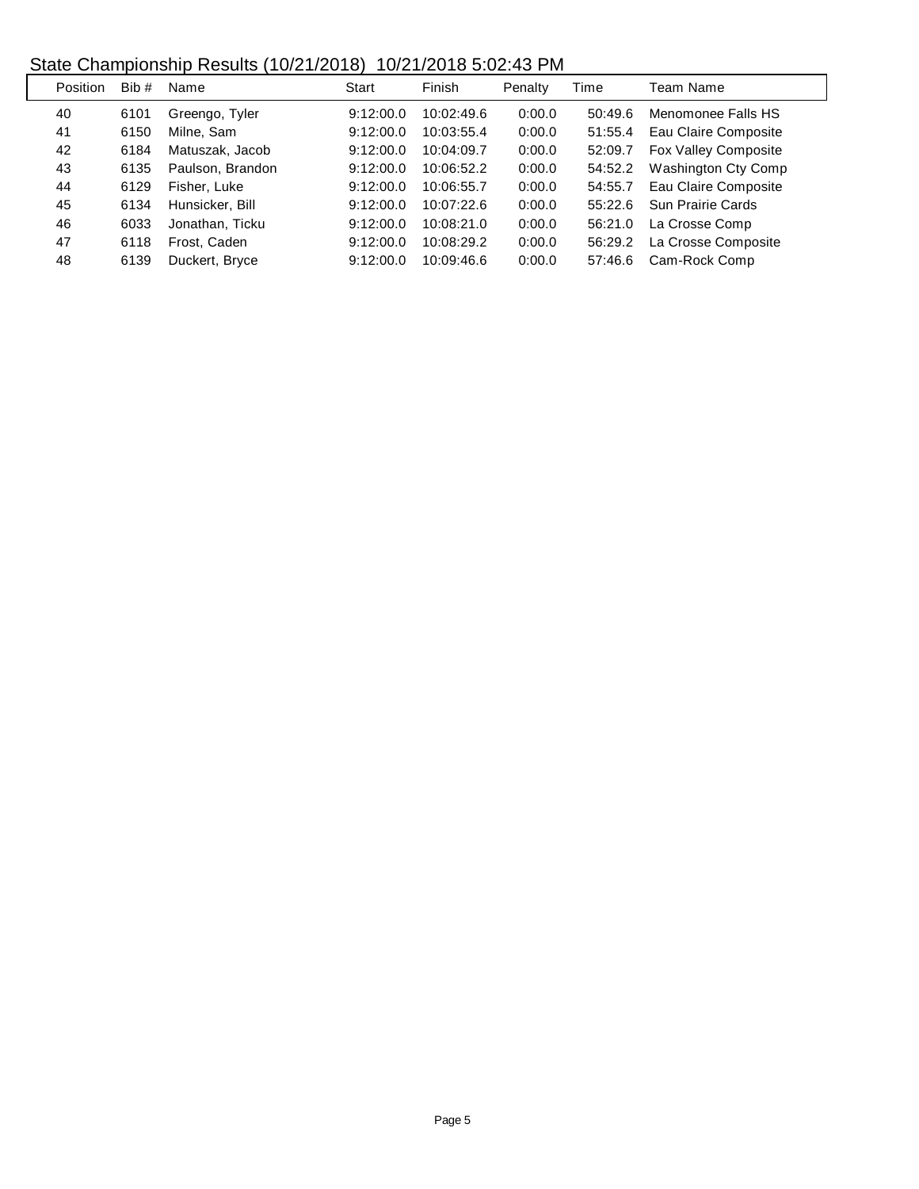## State Championship Results (10/21/2018) 10/21/2018 5:02:43 PM

| Position | Bib # | Name | Start | Finish | Penalty | Time | Team Name |
|---|---|---|---|---|---|---|---|
| 40 | 6101 | Greengo, Tyler | 9:12:00.0 | 10:02:49.6 | 0:00.0 | 50:49.6 | Menomonee Falls HS |
| 41 | 6150 | Milne, Sam | 9:12:00.0 | 10:03:55.4 | 0:00.0 | 51:55.4 | Eau Claire Composite |
| 42 | 6184 | Matuszak, Jacob | 9:12:00.0 | 10:04:09.7 | 0:00.0 | 52:09.7 | Fox Valley Composite |
| 43 | 6135 | Paulson, Brandon | 9:12:00.0 | 10:06:52.2 | 0:00.0 | 54:52.2 | Washington Cty Comp |
| 44 | 6129 | Fisher, Luke | 9:12:00.0 | 10:06:55.7 | 0:00.0 | 54:55.7 | Eau Claire Composite |
| 45 | 6134 | Hunsicker, Bill | 9:12:00.0 | 10:07:22.6 | 0:00.0 | 55:22.6 | Sun Prairie Cards |
| 46 | 6033 | Jonathan, Ticku | 9:12:00.0 | 10:08:21.0 | 0:00.0 | 56:21.0 | La Crosse Comp |
| 47 | 6118 | Frost, Caden | 9:12:00.0 | 10:08:29.2 | 0:00.0 | 56:29.2 | La Crosse Composite |
| 48 | 6139 | Duckert, Bryce | 9:12:00.0 | 10:09:46.6 | 0:00.0 | 57:46.6 | Cam-Rock Comp |